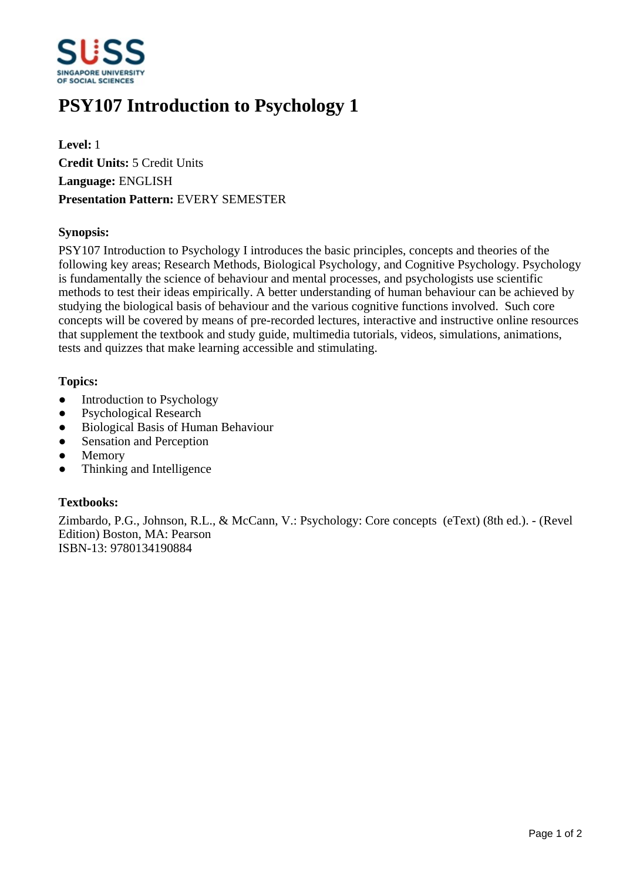# PSY107 Introduction to Psychology 1

**Level:** 1
**Credit Units:** 5 Credit Units
**Language:** ENGLISH
**Presentation Pattern:** EVERY SEMESTER

### Synopsis:

PSY107 Introduction to Psychology I introduces the basic principles, concepts and theories of the following key areas; Research Methods, Biological Psychology, and Cognitive Psychology. Psychology is fundamentally the science of behaviour and mental processes, and psychologists use scientific methods to test their ideas empirically. A better understanding of human behaviour can be achieved by studying the biological basis of behaviour and the various cognitive functions involved. Such core concepts will be covered by means of pre-recorded lectures, interactive and instructive online resources that supplement the textbook and study guide, multimedia tutorials, videos, simulations, animations, tests and quizzes that make learning accessible and stimulating.

### Topics:

- Introduction to Psychology
- Psychological Research
- Biological Basis of Human Behaviour
- Sensation and Perception
- Memory
- Thinking and Intelligence

### Textbooks:

Zimbardo, P.G., Johnson, R.L., & McCann, V.: Psychology: Core concepts (eText) (8th ed.). - (Revel Edition) Boston, MA: Pearson
ISBN-13: 9780134190884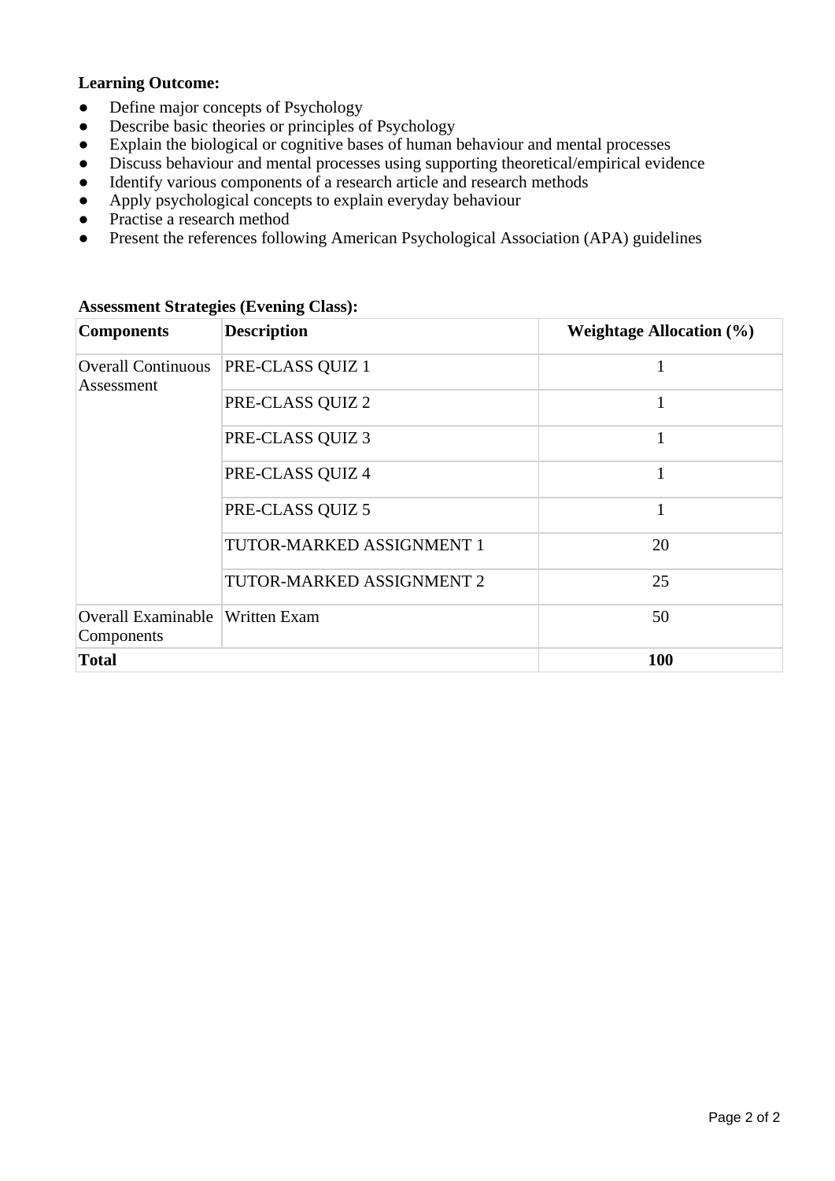**Learning Outcome:**

- Define major concepts of Psychology
- Describe basic theories or principles of Psychology
- Explain the biological or cognitive bases of human behaviour and mental processes
- Discuss behaviour and mental processes using supporting theoretical/empirical evidence
- Identify various components of a research article and research methods
- Apply psychological concepts to explain everyday behaviour
- Practise a research method
- Present the references following American Psychological Association (APA) guidelines

**Assessment Strategies (Evening Class):**

| **Components** | **Description** | **Weightage Allocation (%)** |
|---|---|---|
| Overall Continuous Assessment | PRE-CLASS QUIZ 1 | 1 |
| | PRE-CLASS QUIZ 2 | 1 |
| | PRE-CLASS QUIZ 3 | 1 |
| | PRE-CLASS QUIZ 4 | 1 |
| | PRE-CLASS QUIZ 5 | 1 |
| | TUTOR-MARKED ASSIGNMENT 1 | 20 |
| | TUTOR-MARKED ASSIGNMENT 2 | 25 |
| Overall Examinable Components | Written Exam | 50 |
| **Total** | | **100** |